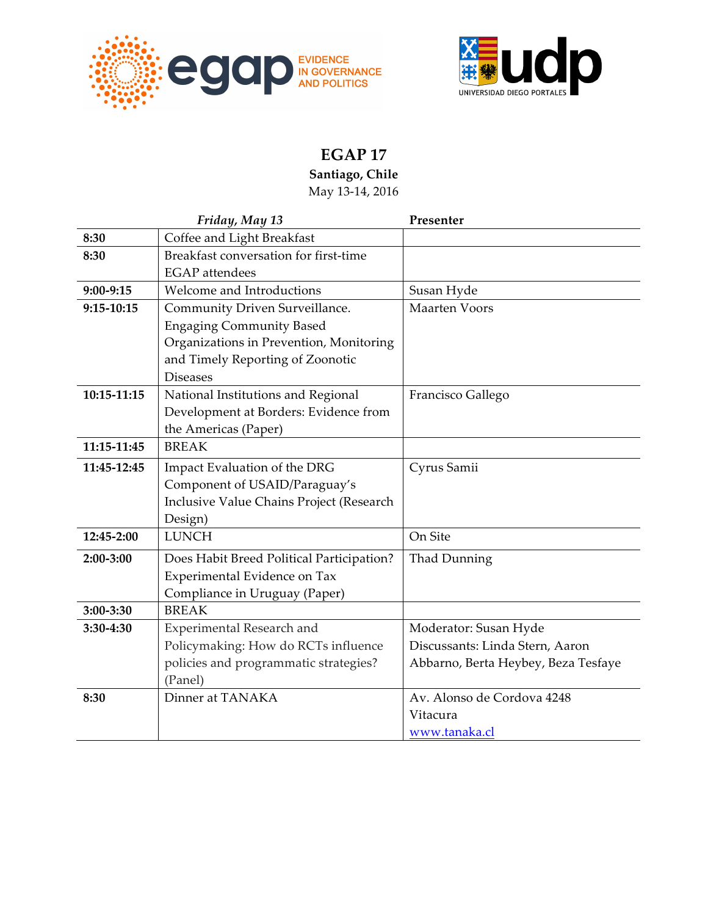# EGAP 17

**Santiago, Chile**

May 13-14, 2016

| | *Friday, May 13* | **Presenter** |
|---|---|---|
| **8:30** | Coffee and Light Breakfast | |
| **8:30** | Breakfast conversation for first-time EGAP attendees | |
| **9:00-9:15** | Welcome and Introductions | Susan Hyde |
| **9:15-10:15** | Community Driven Surveillance. Engaging Community Based Organizations in Prevention, Monitoring and Timely Reporting of Zoonotic Diseases | Maarten Voors |
| **10:15-11:15** | National Institutions and Regional Development at Borders: Evidence from the Americas (Paper) | Francisco Gallego |
| **11:15-11:45** | BREAK | |
| **11:45-12:45** | Impact Evaluation of the DRG Component of USAID/Paraguay's Inclusive Value Chains Project (Research Design) | Cyrus Samii |
| **12:45-2:00** | LUNCH | On Site |
| **2:00-3:00** | Does Habit Breed Political Participation? Experimental Evidence on Tax Compliance in Uruguay (Paper) | Thad Dunning |
| **3:00-3:30** | BREAK | |
| **3:30-4:30** | Experimental Research and Policymaking: How do RCTs influence policies and programmatic strategies? (Panel) | Moderator: Susan Hyde<br>Discussants: Linda Stern, Aaron Abbarno, Berta Heybey, Beza Tesfaye |
| **8:30** | Dinner at TANAKA | Av. Alonso de Cordova 4248<br>Vitacura<br>www.tanaka.cl |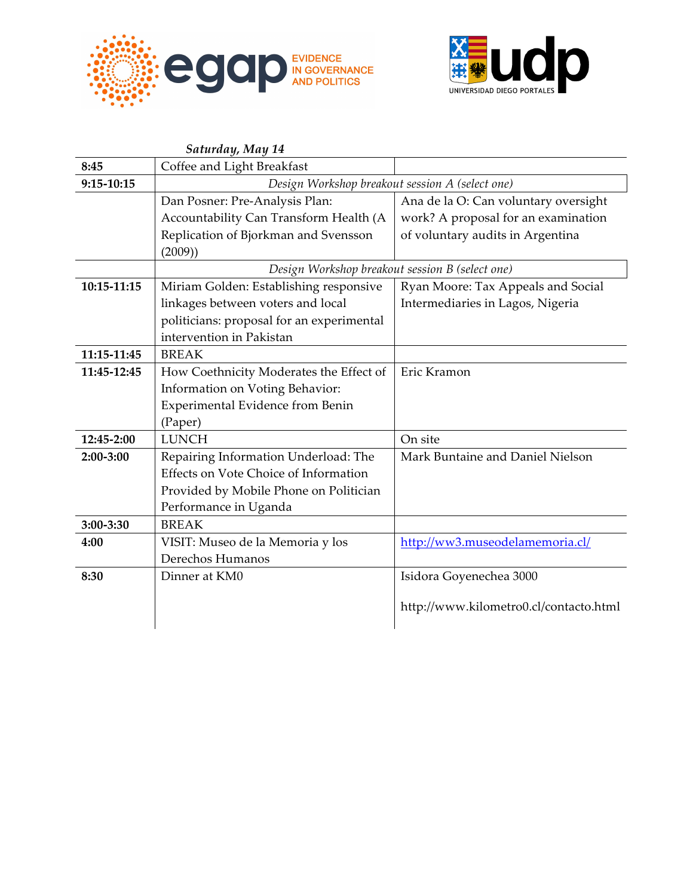*Saturday, May 14*

| | | |
|---|---|---|
| **8:45** | Coffee and Light Breakfast | |
| **9:15-10:15** | *Design Workshop breakout session A (select one)* | |
| | Dan Posner: Pre-Analysis Plan: Accountability Can Transform Health (A Replication of Bjorkman and Svensson (2009)) | Ana de la O: Can voluntary oversight work? A proposal for an examination of voluntary audits in Argentina |
| | *Design Workshop breakout session B (select one)* | |
| **10:15-11:15** | Miriam Golden: Establishing responsive linkages between voters and local politicians: proposal for an experimental intervention in Pakistan | Ryan Moore: Tax Appeals and Social Intermediaries in Lagos, Nigeria |
| **11:15-11:45** | BREAK | |
| **11:45-12:45** | How Coethnicity Moderates the Effect of Information on Voting Behavior: Experimental Evidence from Benin (Paper) | Eric Kramon |
| **12:45-2:00** | LUNCH | On site |
| **2:00-3:00** | Repairing Information Underload: The Effects on Vote Choice of Information Provided by Mobile Phone on Politician Performance in Uganda | Mark Buntaine and Daniel Nielson |
| **3:00-3:30** | BREAK | |
| **4:00** | VISIT: Museo de la Memoria y los Derechos Humanos | http://ww3.museodelamemoria.cl/ |
| **8:30** | Dinner at KM0 | Isidora Goyenechea 3000<br><br>http://www.kilometro0.cl/contacto.html |